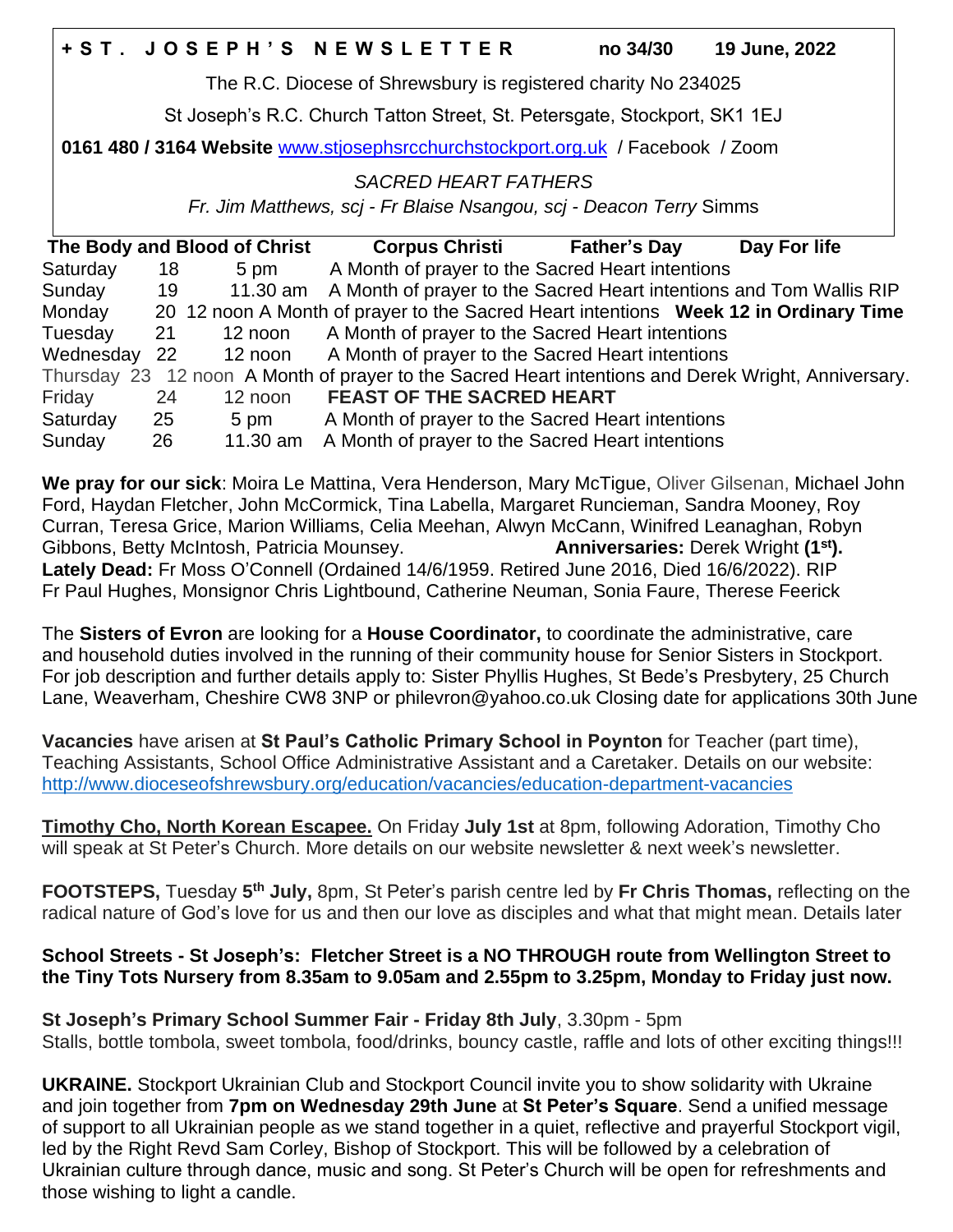**+ S T . J O S E P H ' S N E W S L E T T E R** **no 34/30** **19 June, 2022**

The R.C. Diocese of Shrewsbury is registered charity No 234025

St Joseph's R.C. Church Tatton Street, St. Petersgate, Stockport, SK1 1EJ

**0161 480 / 3164 Website** www.stjosephsrcchurchstockport.org.uk / Facebook / Zoom

*SACRED HEART FATHERS*

*Fr. Jim Matthews, scj - Fr Blaise Nsangou, scj - Deacon Terry* Simms

**The Body and Blood of Christ** **Corpus Christi** **Father's Day** **Day For life**

| | | | |
|---|---|---|---|
| Saturday | 18 | 5 pm | A Month of prayer to the Sacred Heart intentions |
| Sunday | 19 | 11.30 am | A Month of prayer to the Sacred Heart intentions and Tom Wallis RIP |
| Monday | 20 | 12 noon | A Month of prayer to the Sacred Heart intentions **Week 12 in Ordinary Time** |
| Tuesday | 21 | 12 noon | A Month of prayer to the Sacred Heart intentions |
| Wednesday | 22 | 12 noon | A Month of prayer to the Sacred Heart intentions |
| Thursday | 23 | 12 noon | A Month of prayer to the Sacred Heart intentions and Derek Wright, Anniversary. |
| Friday | 24 | 12 noon | **FEAST OF THE SACRED HEART** |
| Saturday | 25 | 5 pm | A Month of prayer to the Sacred Heart intentions |
| Sunday | 26 | 11.30 am | A Month of prayer to the Sacred Heart intentions |

**We pray for our sick**: Moira Le Mattina, Vera Henderson, Mary McTigue, Oliver Gilsenan, Michael John Ford, Haydan Fletcher, John McCormick, Tina Labella, Margaret Runcieman, Sandra Mooney, Roy Curran, Teresa Grice, Marion Williams, Celia Meehan, Alwyn McCann, Winifred Leanaghan, Robyn Gibbons, Betty McIntosh, Patricia Mounsey. **Anniversaries:** Derek Wright **(1st).**
**Lately Dead:** Fr Moss O'Connell (Ordained 14/6/1959. Retired June 2016, Died 16/6/2022). RIP
Fr Paul Hughes, Monsignor Chris Lightbound, Catherine Neuman, Sonia Faure, Therese Feerick

The **Sisters of Evron** are looking for a **House Coordinator,** to coordinate the administrative, care and household duties involved in the running of their community house for Senior Sisters in Stockport. For job description and further details apply to: Sister Phyllis Hughes, St Bede's Presbytery, 25 Church Lane, Weaverham, Cheshire CW8 3NP or philevron@yahoo.co.uk Closing date for applications 30th June

**Vacancies** have arisen at **St Paul's Catholic Primary School in Poynton** for Teacher (part time), Teaching Assistants, School Office Administrative Assistant and a Caretaker. Details on our website: http://www.dioceseofshrewsbury.org/education/vacancies/education-department-vacancies

**Timothy Cho, North Korean Escapee.** On Friday **July 1st** at 8pm, following Adoration, Timothy Cho will speak at St Peter's Church. More details on our website newsletter & next week's newsletter.

**FOOTSTEPS,** Tuesday **5th July,** 8pm, St Peter's parish centre led by **Fr Chris Thomas,** reflecting on the radical nature of God's love for us and then our love as disciples and what that might mean. Details later

**School Streets - St Joseph's: Fletcher Street is a NO THROUGH route from Wellington Street to the Tiny Tots Nursery from 8.35am to 9.05am and 2.55pm to 3.25pm, Monday to Friday just now.**

**St Joseph's Primary School Summer Fair - Friday 8th July**, 3.30pm - 5pm
Stalls, bottle tombola, sweet tombola, food/drinks, bouncy castle, raffle and lots of other exciting things!!!

**UKRAINE.** Stockport Ukrainian Club and Stockport Council invite you to show solidarity with Ukraine and join together from **7pm on Wednesday 29th June** at **St Peter's Square**. Send a unified message of support to all Ukrainian people as we stand together in a quiet, reflective and prayerful Stockport vigil, led by the Right Revd Sam Corley, Bishop of Stockport. This will be followed by a celebration of Ukrainian culture through dance, music and song. St Peter's Church will be open for refreshments and those wishing to light a candle.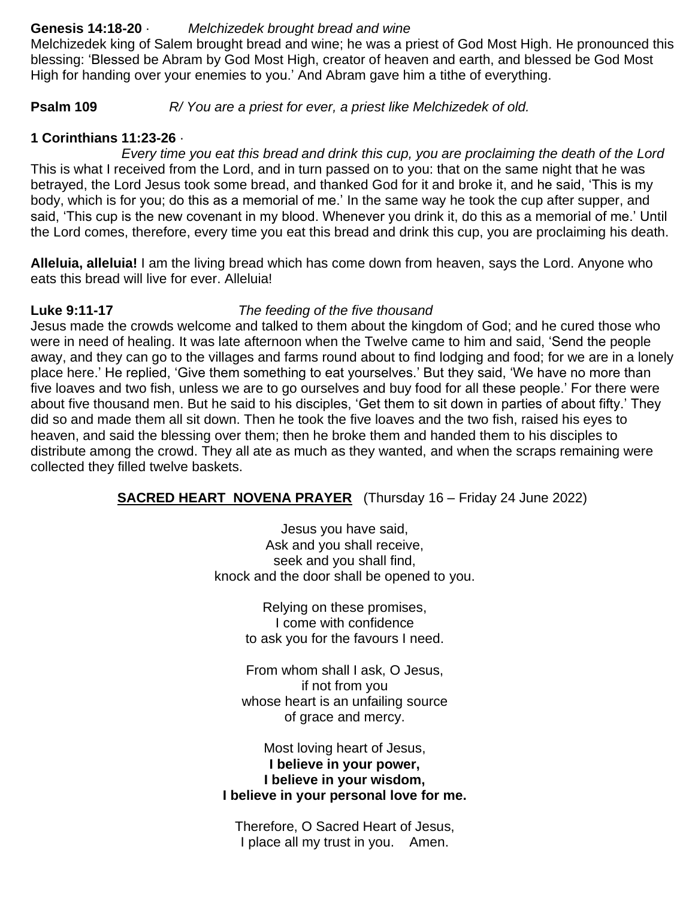**Genesis 14:18-20** · *Melchizedek brought bread and wine*
Melchizedek king of Salem brought bread and wine; he was a priest of God Most High. He pronounced this blessing: 'Blessed be Abram by God Most High, creator of heaven and earth, and blessed be God Most High for handing over your enemies to you.' And Abram gave him a tithe of everything.

**Psalm 109** *R/ You are a priest for ever, a priest like Melchizedek of old.*

**1 Corinthians 11:23-26** ·
*Every time you eat this bread and drink this cup, you are proclaiming the death of the Lord*
This is what I received from the Lord, and in turn passed on to you: that on the same night that he was betrayed, the Lord Jesus took some bread, and thanked God for it and broke it, and he said, 'This is my body, which is for you; do this as a memorial of me.' In the same way he took the cup after supper, and said, 'This cup is the new covenant in my blood. Whenever you drink it, do this as a memorial of me.' Until the Lord comes, therefore, every time you eat this bread and drink this cup, you are proclaiming his death.

**Alleluia, alleluia!** I am the living bread which has come down from heaven, says the Lord. Anyone who eats this bread will live for ever. Alleluia!

**Luke 9:11-17** *The feeding of the five thousand*
Jesus made the crowds welcome and talked to them about the kingdom of God; and he cured those who were in need of healing. It was late afternoon when the Twelve came to him and said, 'Send the people away, and they can go to the villages and farms round about to find lodging and food; for we are in a lonely place here.' He replied, 'Give them something to eat yourselves.' But they said, 'We have no more than five loaves and two fish, unless we are to go ourselves and buy food for all these people.' For there were about five thousand men. But he said to his disciples, 'Get them to sit down in parties of about fifty.' They did so and made them all sit down. Then he took the five loaves and the two fish, raised his eyes to heaven, and said the blessing over them; then he broke them and handed them to his disciples to distribute among the crowd. They all ate as much as they wanted, and when the scraps remaining were collected they filled twelve baskets.

## SACRED HEART NOVENA PRAYER (Thursday 16 – Friday 24 June 2022)

Jesus you have said,
Ask and you shall receive,
seek and you shall find,
knock and the door shall be opened to you.

Relying on these promises,
I come with confidence
to ask you for the favours I need.

From whom shall I ask, O Jesus,
if not from you
whose heart is an unfailing source
of grace and mercy.

Most loving heart of Jesus,
**I believe in your power,**
**I believe in your wisdom,**
**I believe in your personal love for me.**

Therefore, O Sacred Heart of Jesus,
I place all my trust in you. Amen.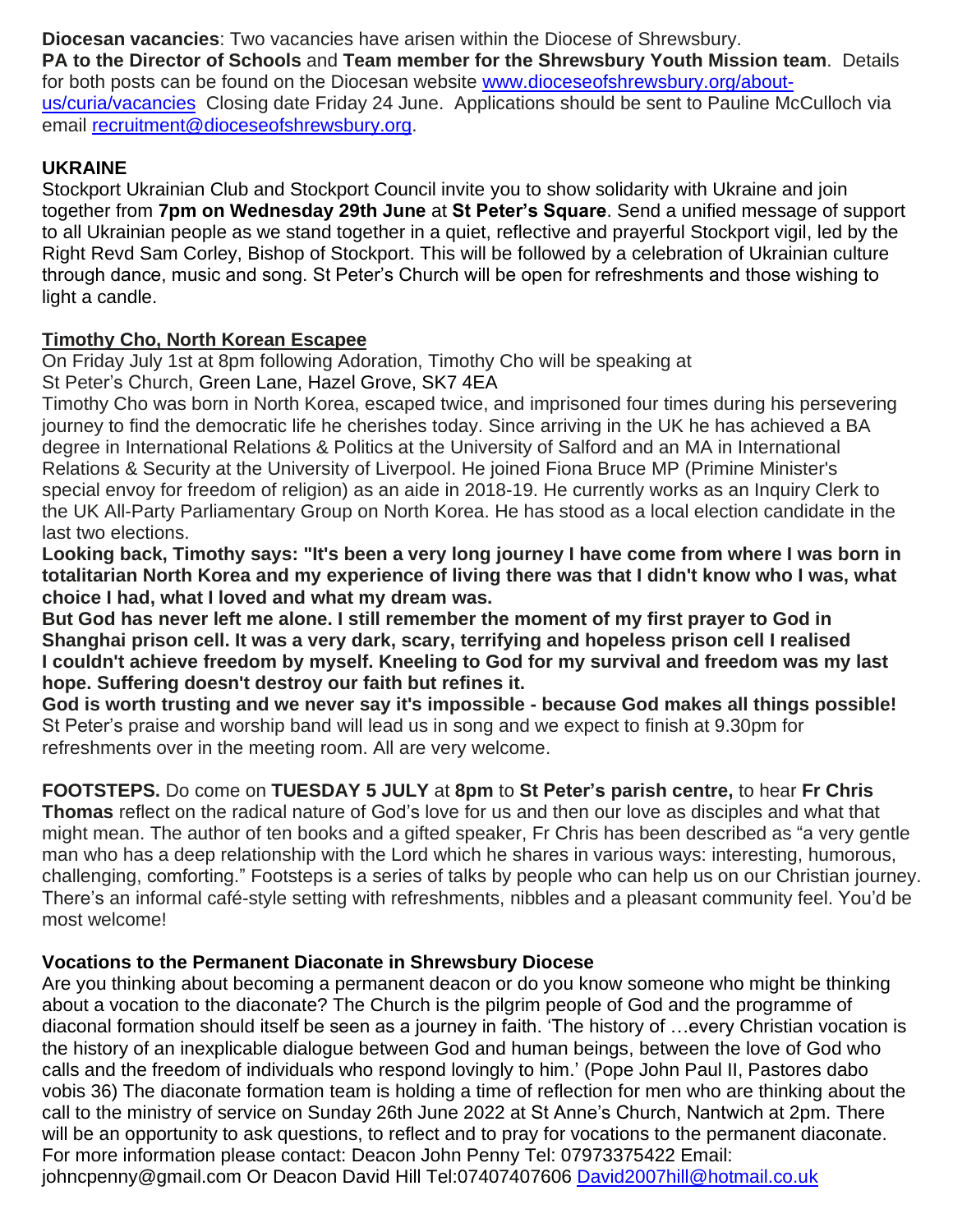**Diocesan vacancies**: Two vacancies have arisen within the Diocese of Shrewsbury.
**PA to the Director of Schools** and **Team member for the Shrewsbury Youth Mission team**. Details for both posts can be found on the Diocesan website [www.dioceseofshrewsbury.org/about-us/curia/vacancies](www.dioceseofshrewsbury.org/about-us/curia/vacancies) Closing date Friday 24 June. Applications should be sent to Pauline McCulloch via email [recruitment@dioceseofshrewsbury.org](mailto:recruitment@dioceseofshrewsbury.org).

**UKRAINE**

Stockport Ukrainian Club and Stockport Council invite you to show solidarity with Ukraine and join together from **7pm on Wednesday 29th June** at **St Peter's Square**. Send a unified message of support to all Ukrainian people as we stand together in a quiet, reflective and prayerful Stockport vigil, led by the Right Revd Sam Corley, Bishop of Stockport. This will be followed by a celebration of Ukrainian culture through dance, music and song. St Peter's Church will be open for refreshments and those wishing to light a candle.

**Timothy Cho, North Korean Escapee**

On Friday July 1st at 8pm following Adoration, Timothy Cho will be speaking at
St Peter's Church, Green Lane, Hazel Grove, SK7 4EA

Timothy Cho was born in North Korea, escaped twice, and imprisoned four times during his persevering journey to find the democratic life he cherishes today. Since arriving in the UK he has achieved a BA degree in International Relations & Politics at the University of Salford and an MA in International Relations & Security at the University of Liverpool. He joined Fiona Bruce MP (Primine Minister's special envoy for freedom of religion) as an aide in 2018-19. He currently works as an Inquiry Clerk to the UK All-Party Parliamentary Group on North Korea. He has stood as a local election candidate in the last two elections.

**Looking back, Timothy says: "It's been a very long journey I have come from where I was born in totalitarian North Korea and my experience of living there was that I didn't know who I was, what choice I had, what I loved and what my dream was.**

**But God has never left me alone. I still remember the moment of my first prayer to God in Shanghai prison cell. It was a very dark, scary, terrifying and hopeless prison cell I realised I couldn't achieve freedom by myself. Kneeling to God for my survival and freedom was my last hope. Suffering doesn't destroy our faith but refines it.**

**God is worth trusting and we never say it's impossible - because God makes all things possible!**
St Peter's praise and worship band will lead us in song and we expect to finish at 9.30pm for refreshments over in the meeting room. All are very welcome.

**FOOTSTEPS.** Do come on **TUESDAY 5 JULY** at **8pm** to **St Peter's parish centre,** to hear **Fr Chris Thomas** reflect on the radical nature of God's love for us and then our love as disciples and what that might mean. The author of ten books and a gifted speaker, Fr Chris has been described as "a very gentle man who has a deep relationship with the Lord which he shares in various ways: interesting, humorous, challenging, comforting." Footsteps is a series of talks by people who can help us on our Christian journey. There's an informal café-style setting with refreshments, nibbles and a pleasant community feel. You'd be most welcome!

**Vocations to the Permanent Diaconate in Shrewsbury Diocese**

Are you thinking about becoming a permanent deacon or do you know someone who might be thinking about a vocation to the diaconate? The Church is the pilgrim people of God and the programme of diaconal formation should itself be seen as a journey in faith. 'The history of …every Christian vocation is the history of an inexplicable dialogue between God and human beings, between the love of God who calls and the freedom of individuals who respond lovingly to him.' (Pope John Paul II, Pastores dabo vobis 36) The diaconate formation team is holding a time of reflection for men who are thinking about the call to the ministry of service on Sunday 26th June 2022 at St Anne's Church, Nantwich at 2pm. There will be an opportunity to ask questions, to reflect and to pray for vocations to the permanent diaconate. For more information please contact: Deacon John Penny Tel: 07973375422 Email: johncpenny@gmail.com Or Deacon David Hill Tel:07407407606 [David2007hill@hotmail.co.uk](mailto:David2007hill@hotmail.co.uk)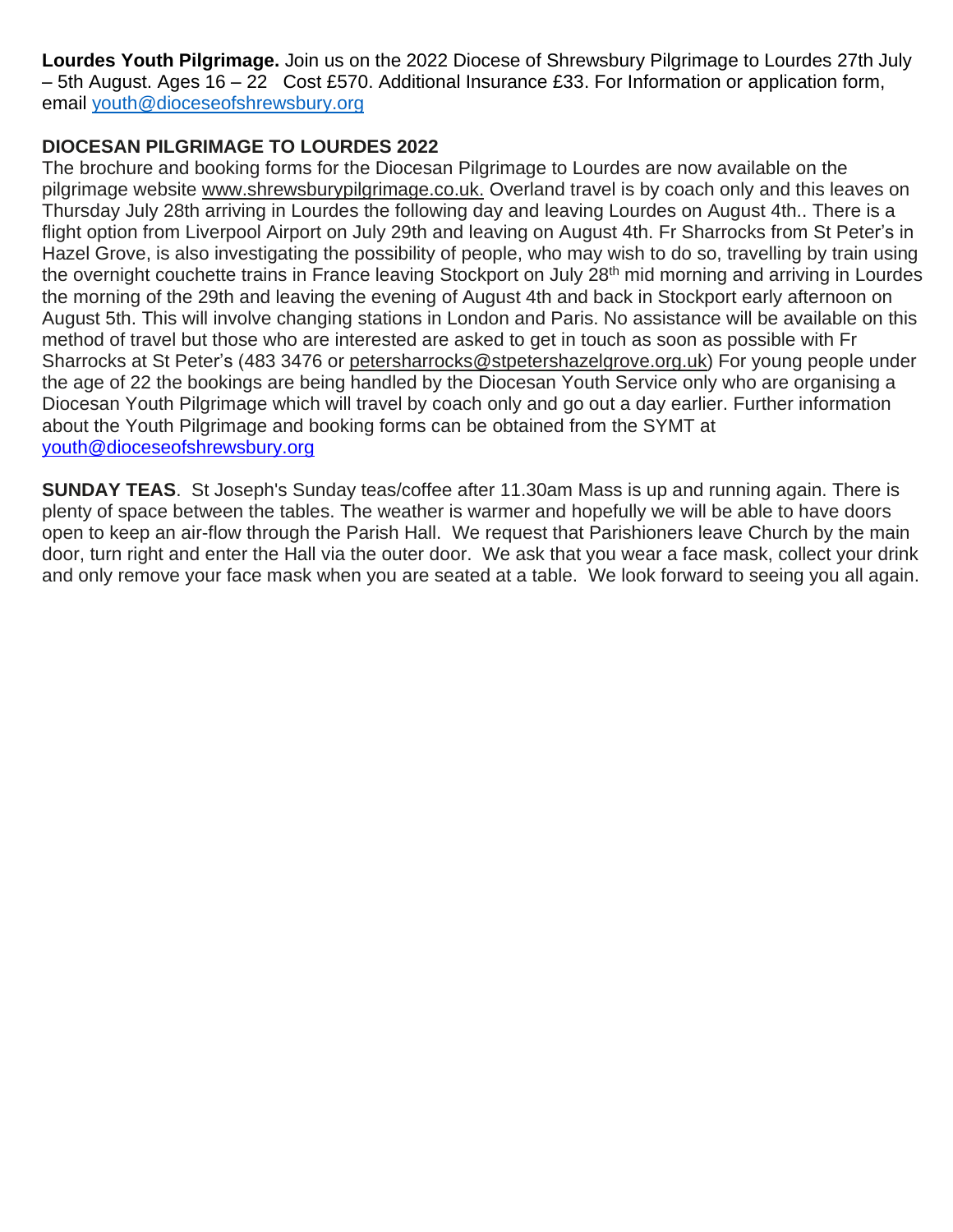**Lourdes Youth Pilgrimage.** Join us on the 2022 Diocese of Shrewsbury Pilgrimage to Lourdes 27th July – 5th August. Ages 16 – 22 Cost £570. Additional Insurance £33. For Information or application form, email youth@dioceseofshrewsbury.org

**DIOCESAN PILGRIMAGE TO LOURDES 2022**

The brochure and booking forms for the Diocesan Pilgrimage to Lourdes are now available on the pilgrimage website www.shrewsburypilgrimage.co.uk. Overland travel is by coach only and this leaves on Thursday July 28th arriving in Lourdes the following day and leaving Lourdes on August 4th.. There is a flight option from Liverpool Airport on July 29th and leaving on August 4th. Fr Sharrocks from St Peter's in Hazel Grove, is also investigating the possibility of people, who may wish to do so, travelling by train using the overnight couchette trains in France leaving Stockport on July 28th mid morning and arriving in Lourdes the morning of the 29th and leaving the evening of August 4th and back in Stockport early afternoon on August 5th. This will involve changing stations in London and Paris. No assistance will be available on this method of travel but those who are interested are asked to get in touch as soon as possible with Fr Sharrocks at St Peter's (483 3476 or petersharrocks@stpetershazelgrove.org.uk) For young people under the age of 22 the bookings are being handled by the Diocesan Youth Service only who are organising a Diocesan Youth Pilgrimage which will travel by coach only and go out a day earlier. Further information about the Youth Pilgrimage and booking forms can be obtained from the SYMT at youth@dioceseofshrewsbury.org

**SUNDAY TEAS**. St Joseph's Sunday teas/coffee after 11.30am Mass is up and running again. There is plenty of space between the tables. The weather is warmer and hopefully we will be able to have doors open to keep an air-flow through the Parish Hall. We request that Parishioners leave Church by the main door, turn right and enter the Hall via the outer door. We ask that you wear a face mask, collect your drink and only remove your face mask when you are seated at a table. We look forward to seeing you all again.